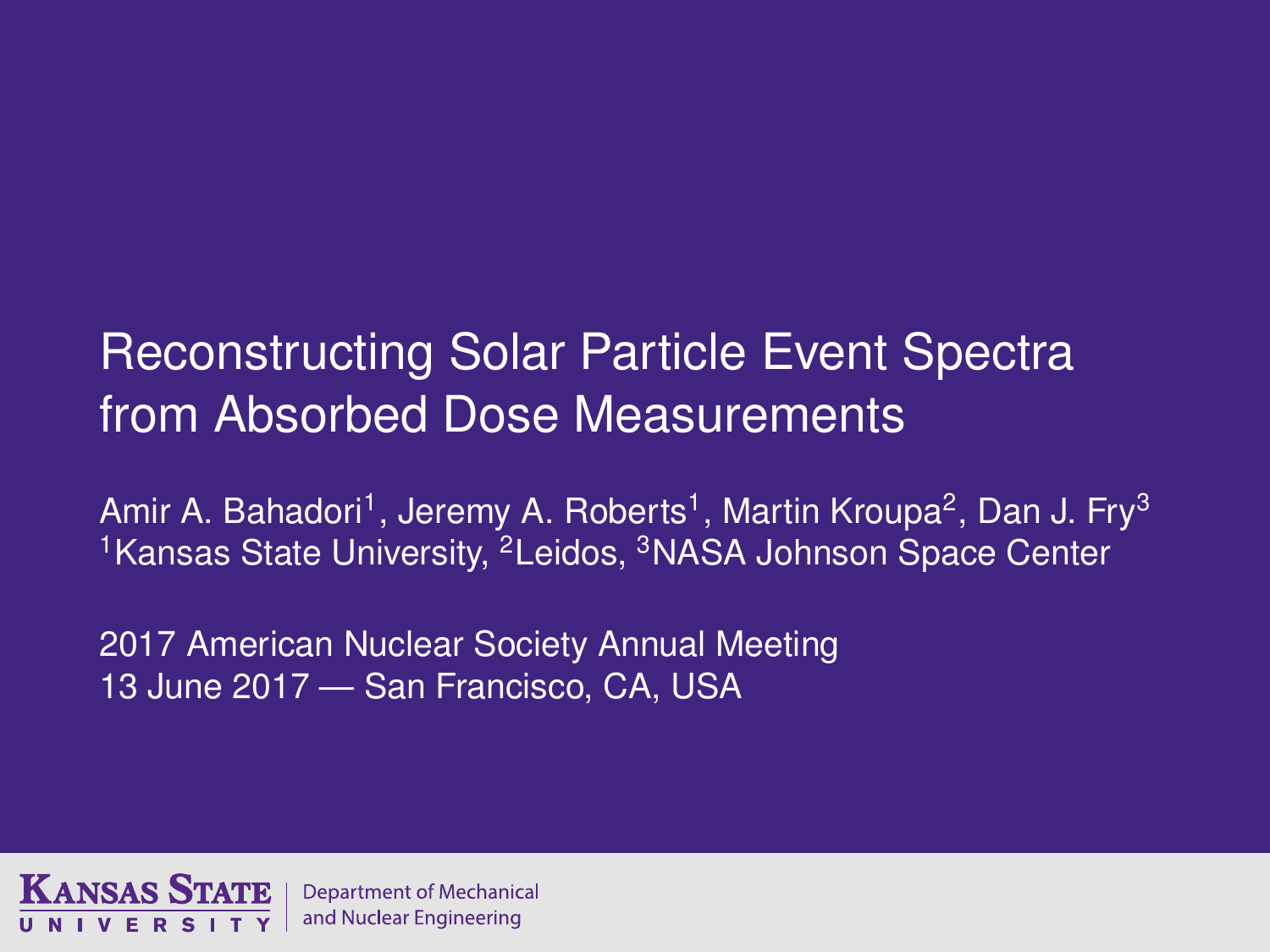# Reconstructing Solar Particle Event Spectra from Absorbed Dose Measurements

Amir A. Bahadori[1], Jeremy A. Roberts[1], Martin Kroupa[2], Dan J. Fry[3]
[1]Kansas State University, [2]Leidos, [3]NASA Johnson Space Center

2017 American Nuclear Society Annual Meeting
13 June 2017 — San Francisco, CA, USA

Kansas State University | Department of Mechanical and Nuclear Engineering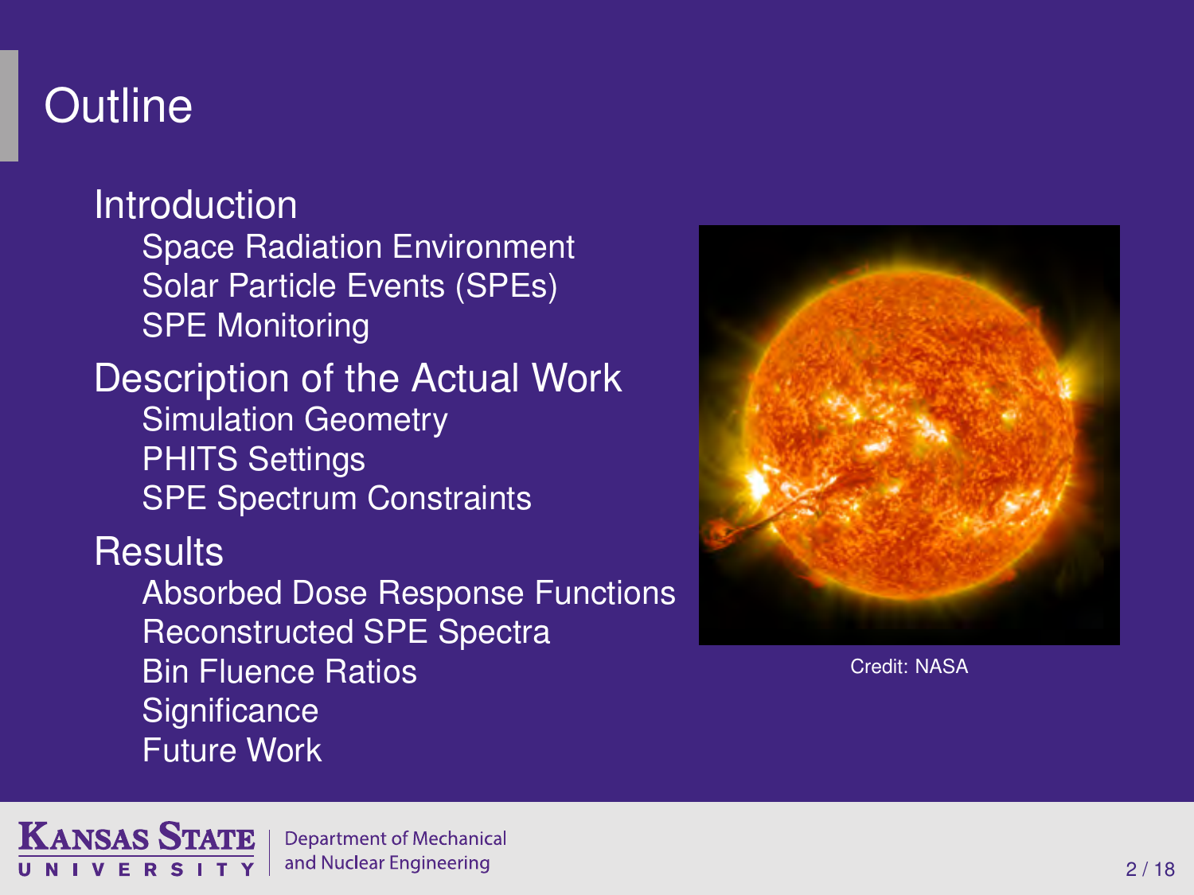# Outline

- Introduction
  - Space Radiation Environment
  - Solar Particle Events (SPEs)
  - SPE Monitoring
- Description of the Actual Work
  - Simulation Geometry
  - PHITS Settings
  - SPE Spectrum Constraints
- Results
  - Absorbed Dose Response Functions
  - Reconstructed SPE Spectra
  - Bin Fluence Ratios
  - Significance
  - Future Work

Credit: NASA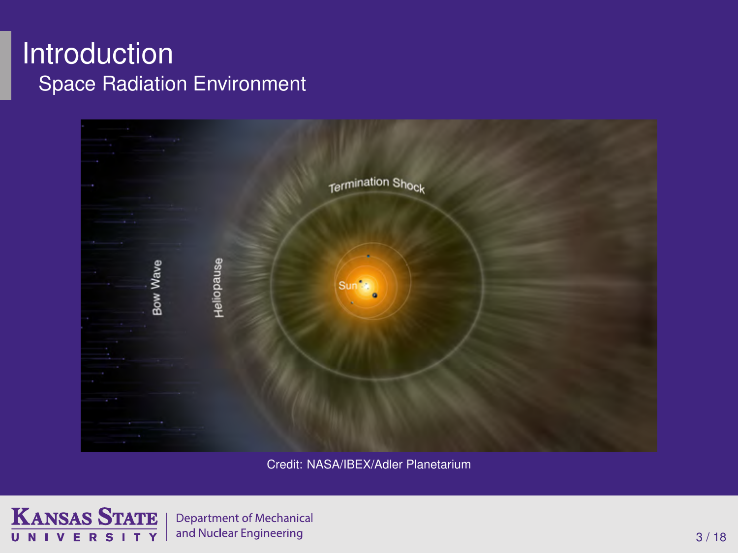# Introduction

## Space Radiation Environment

Credit: NASA/IBEX/Adler Planetarium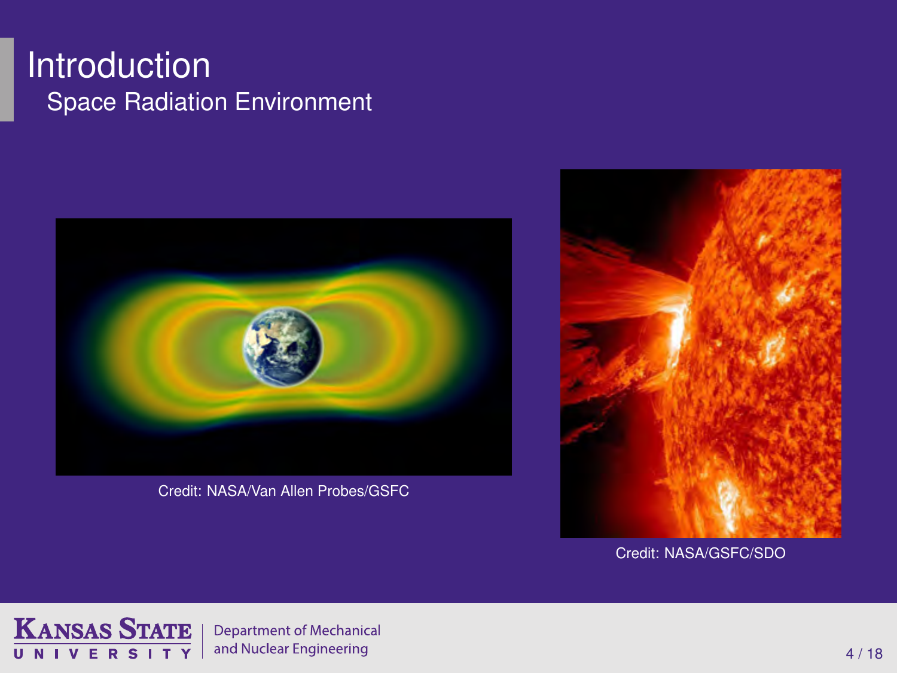# Introduction

## Space Radiation Environment

Credit: NASA/Van Allen Probes/GSFC

Credit: NASA/GSFC/SDO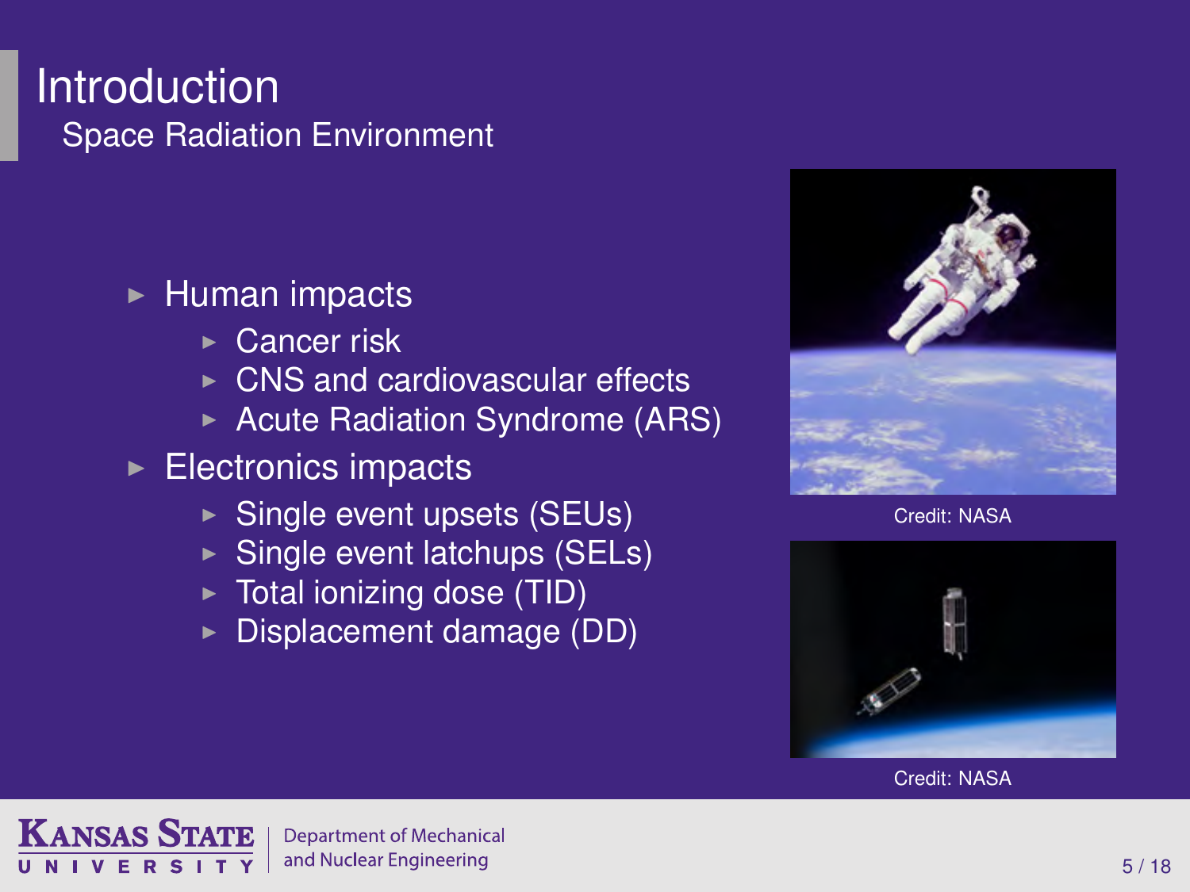# Introduction

## Space Radiation Environment

- Human impacts
  - Cancer risk
  - CNS and cardiovascular effects
  - Acute Radiation Syndrome (ARS)
- Electronics impacts
  - Single event upsets (SEUs)
  - Single event latchups (SELs)
  - Total ionizing dose (TID)
  - Displacement damage (DD)

Credit: NASA

Credit: NASA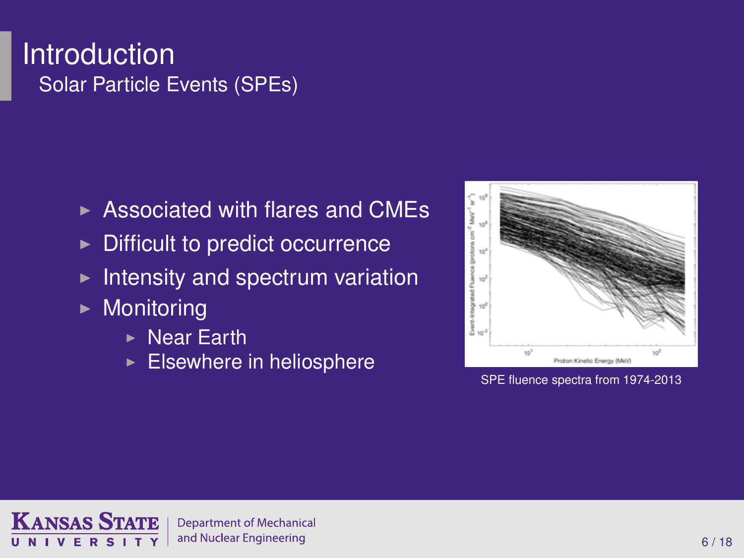# Introduction

## Solar Particle Events (SPEs)

- Associated with flares and CMEs
- Difficult to predict occurrence
- Intensity and spectrum variation
- Monitoring
  - Near Earth
  - Elsewhere in heliosphere

SPE fluence spectra from 1974-2013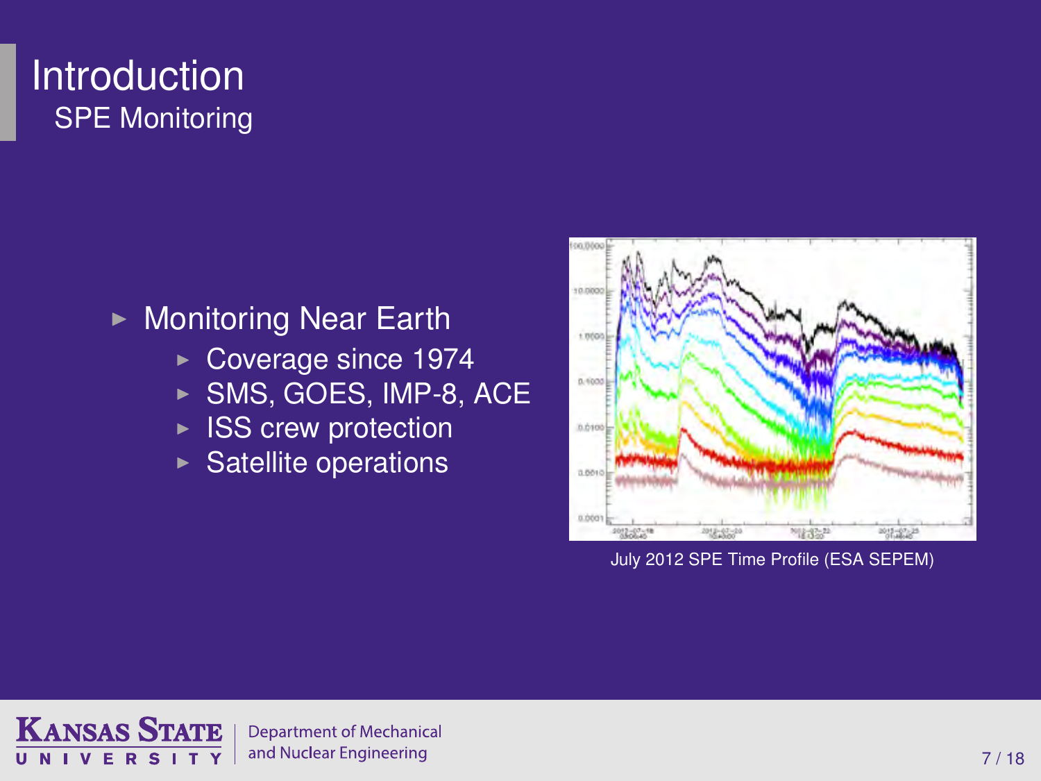# Introduction

## SPE Monitoring

- Monitoring Near Earth
  - Coverage since 1974
  - SMS, GOES, IMP-8, ACE
  - ISS crew protection
  - Satellite operations

July 2012 SPE Time Profile (ESA SEPEM)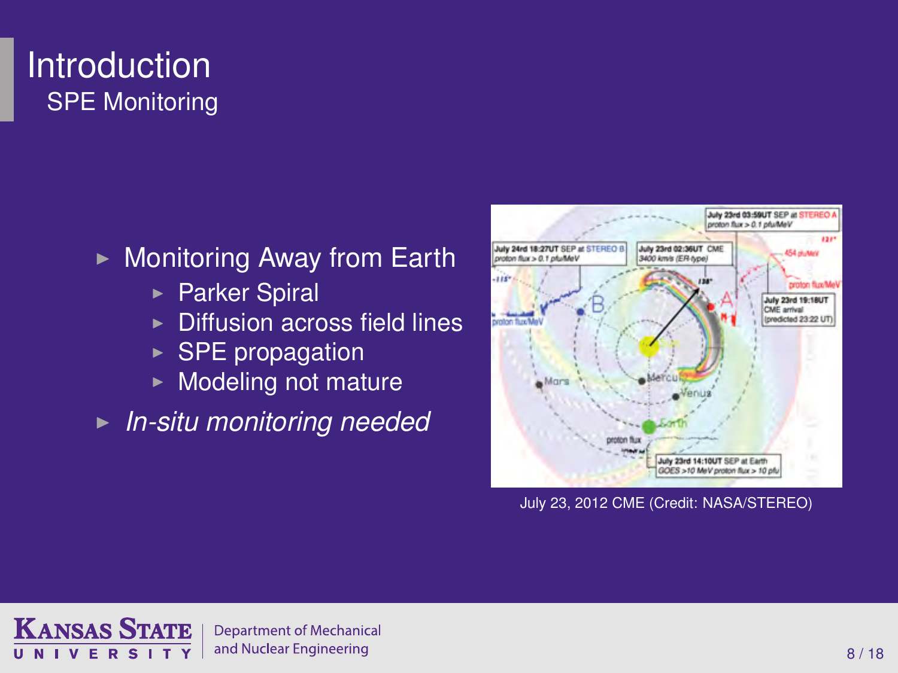# Introduction

## SPE Monitoring

- Monitoring Away from Earth
  - Parker Spiral
  - Diffusion across field lines
  - SPE propagation
  - Modeling not mature
- *In-situ monitoring needed*

July 23, 2012 CME (Credit: NASA/STEREO)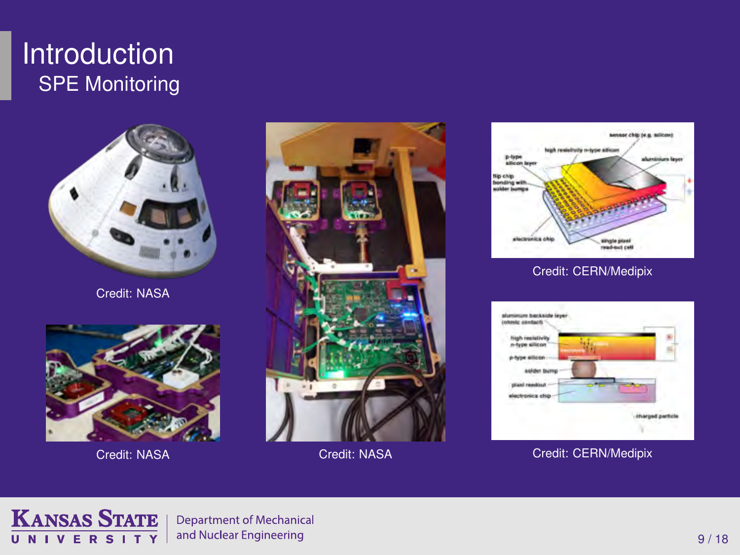# Introduction

## SPE Monitoring

Credit: NASA

Credit: NASA

Credit: NASA

Credit: CERN/Medipix

Credit: CERN/Medipix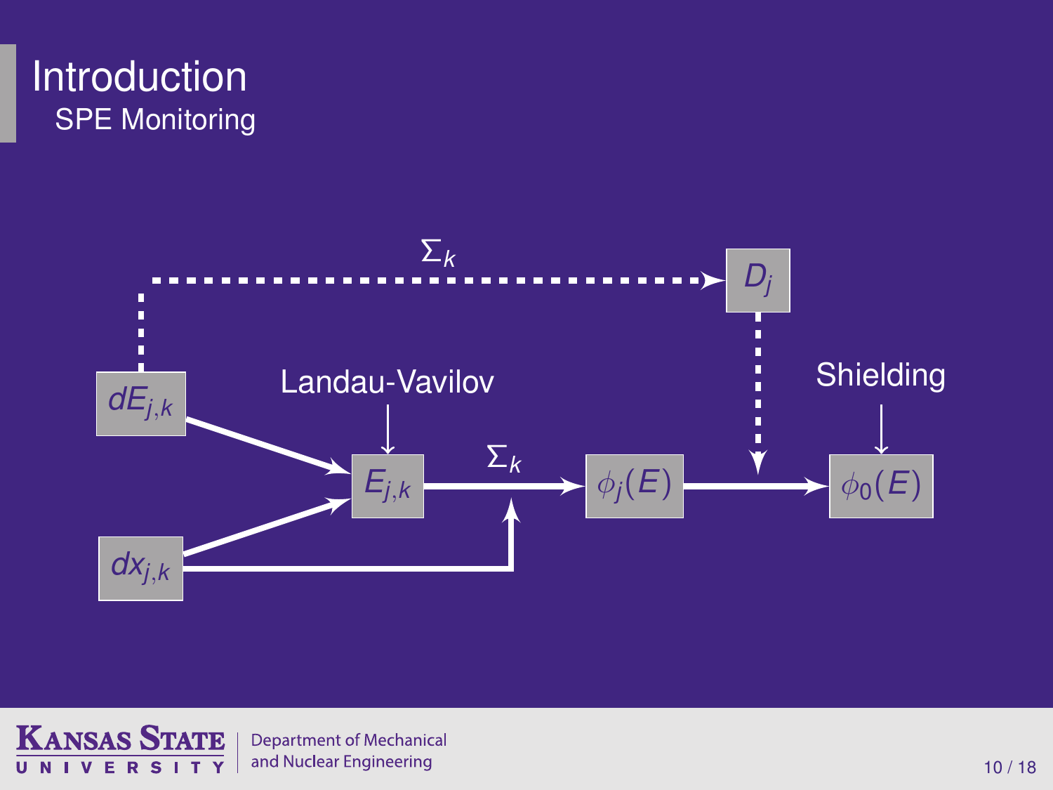# Introduction

## SPE Monitoring

$\Sigma_k$

$D_j$

$dE_{j,k}$

Landau-Vavilov

Shielding

$E_{j,k}$

$\Sigma_k$

$\phi_j(E)$

$\phi_0(E)$

$dx_{j,k}$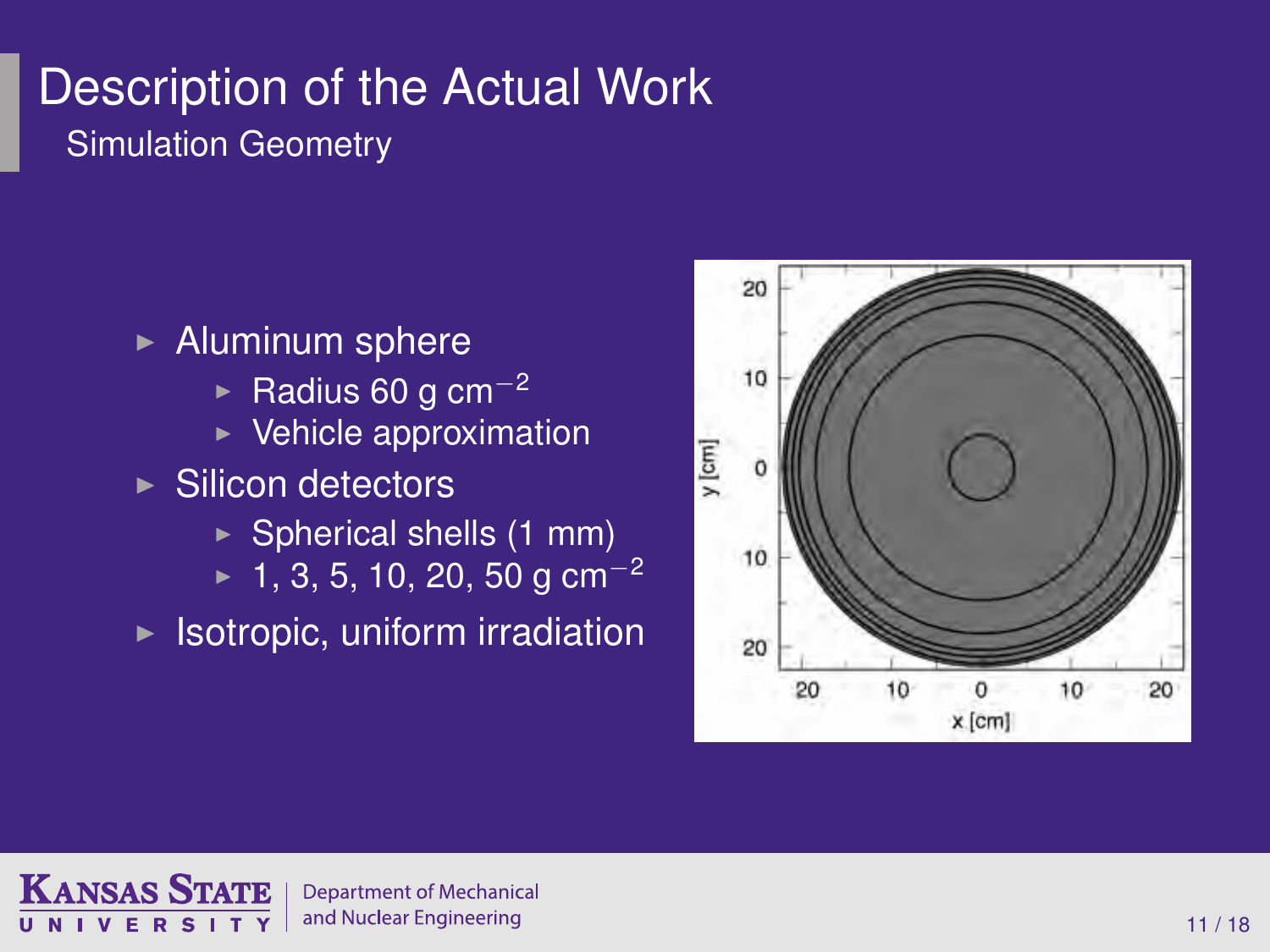# Description of the Actual Work

## Simulation Geometry

- Aluminum sphere
  - Radius 60 g cm$^{-2}$
  - Vehicle approximation
- Silicon detectors
  - Spherical shells (1 mm)
  - 1, 3, 5, 10, 20, 50 g cm$^{-2}$
- Isotropic, uniform irradiation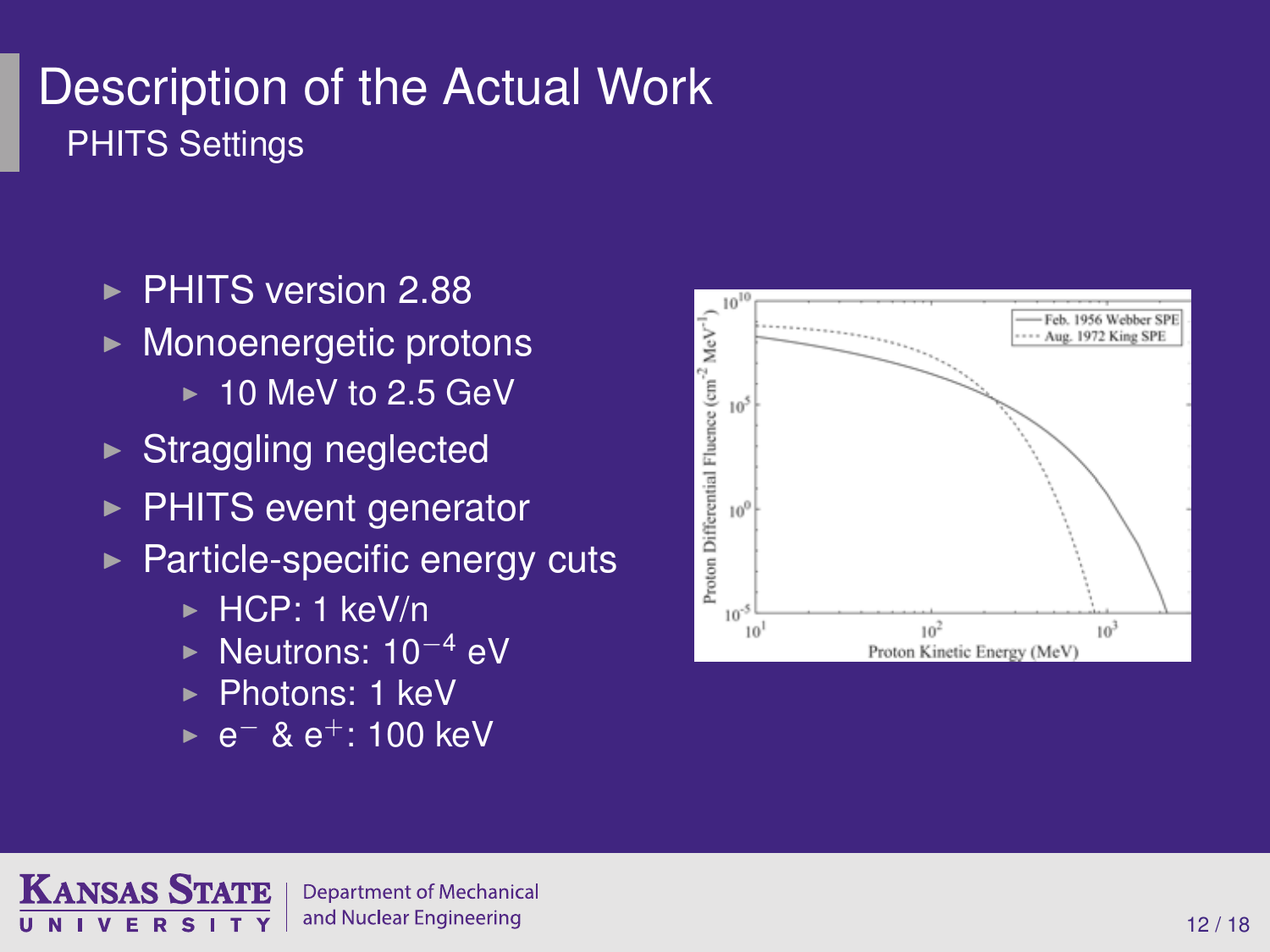# Description of the Actual Work

## PHITS Settings

- PHITS version 2.88
- Monoenergetic protons
  - 10 MeV to 2.5 GeV
- Straggling neglected
- PHITS event generator
- Particle-specific energy cuts
  - HCP: 1 keV/n
  - Neutrons: $10^{-4}$ eV
  - Photons: 1 keV
  - $e^-$ & $e^+$: 100 keV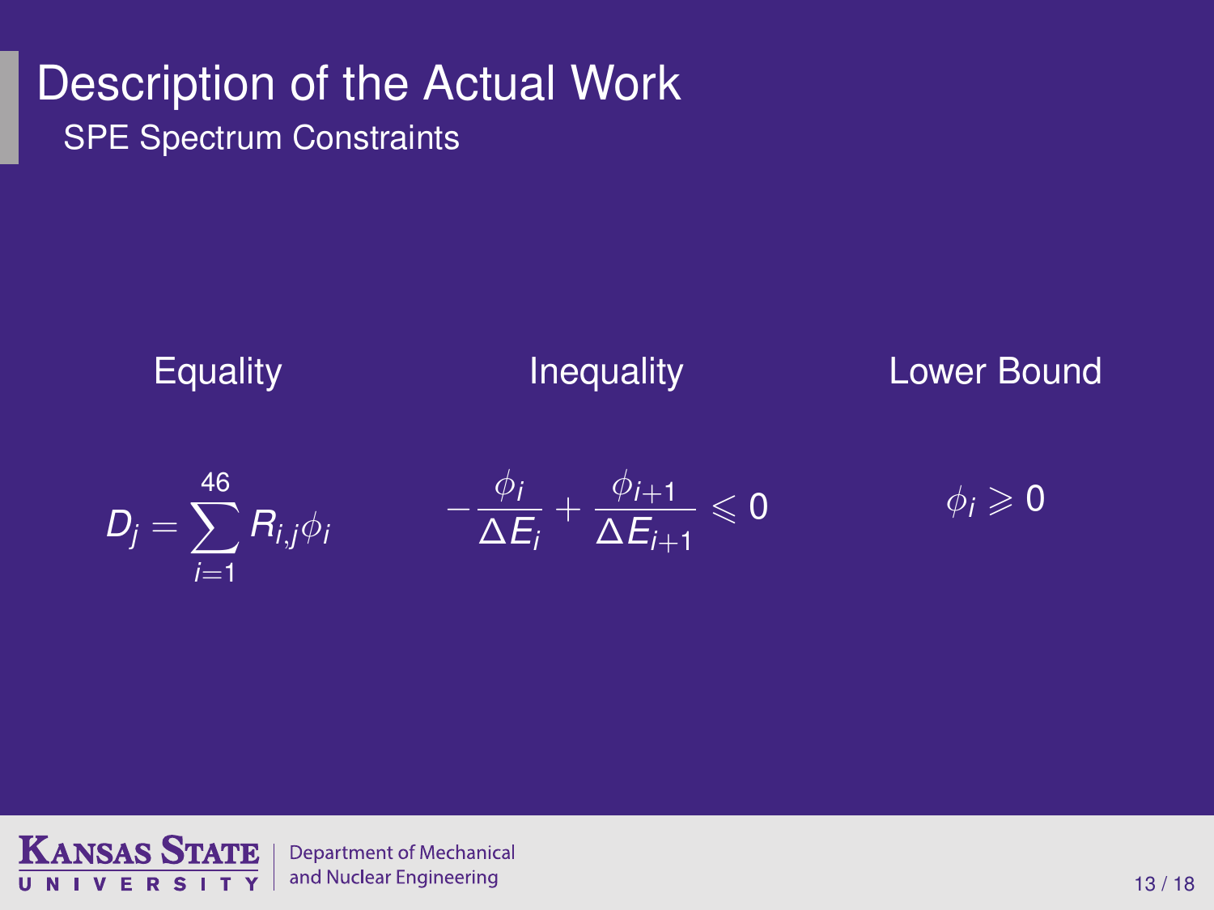# Description of the Actual Work

## SPE Spectrum Constraints

| Equality | Inequality | Lower Bound |
|---|---|---|
| $D_j = \sum_{i=1}^{46} R_{i,j}\phi_i$ | $-\frac{\phi_i}{\Delta E_i} + \frac{\phi_{i+1}}{\Delta E_{i+1}} \leqslant 0$ | $\phi_i \geqslant 0$ |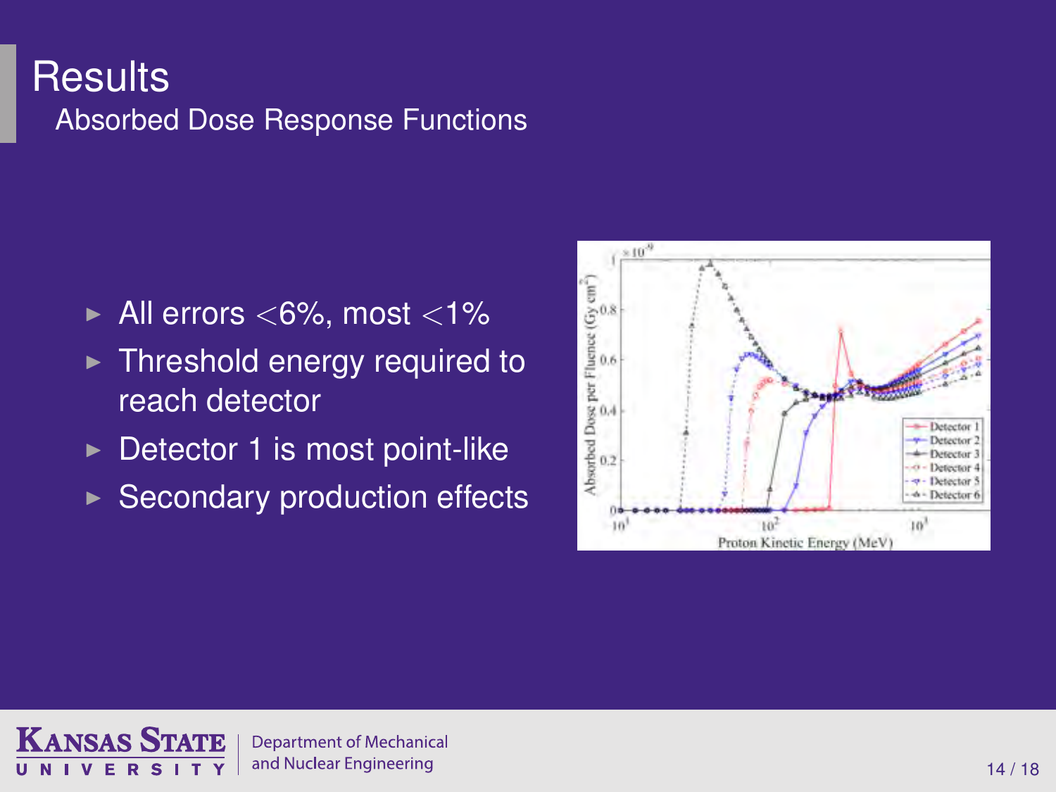# Results

## Absorbed Dose Response Functions

- All errors $<6\%$, most $<1\%$
- Threshold energy required to reach detector
- Detector 1 is most point-like
- Secondary production effects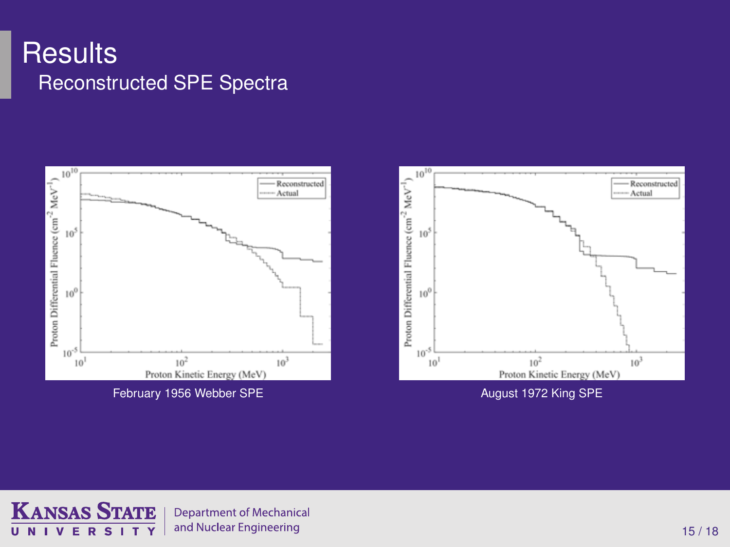# Results

## Reconstructed SPE Spectra

February 1956 Webber SPE

August 1972 King SPE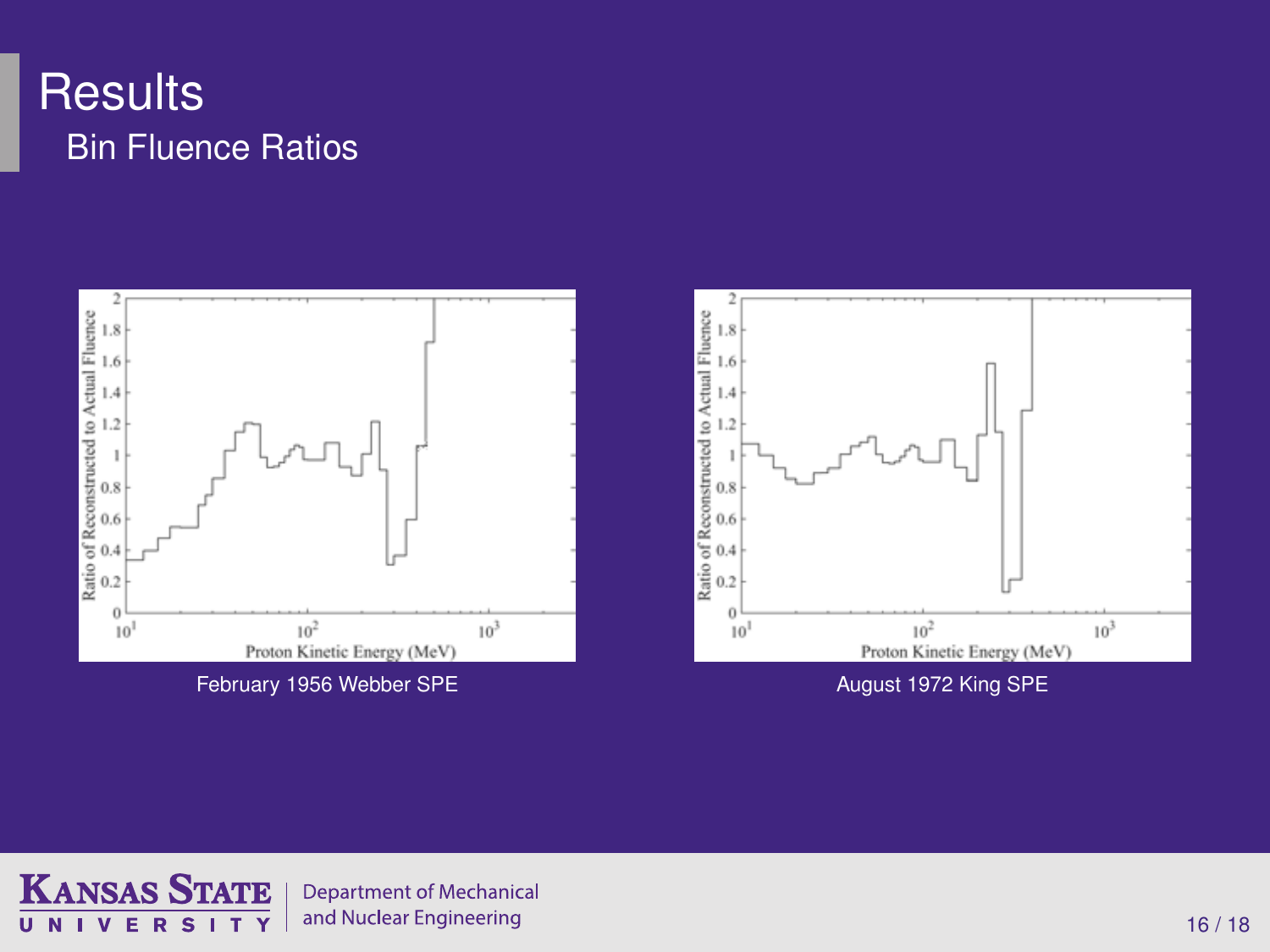# Results

## Bin Fluence Ratios

February 1956 Webber SPE

August 1972 King SPE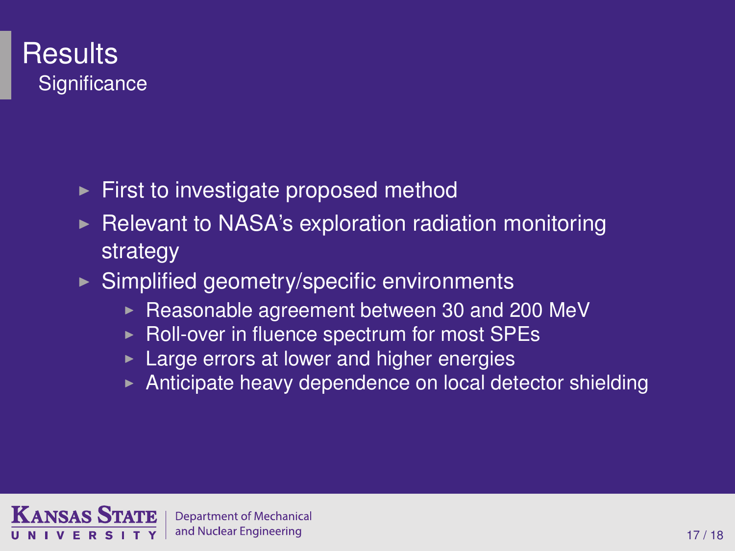# Results

## Significance

- First to investigate proposed method
- Relevant to NASA's exploration radiation monitoring strategy
- Simplified geometry/specific environments
  - Reasonable agreement between 30 and 200 MeV
  - Roll-over in fluence spectrum for most SPEs
  - Large errors at lower and higher energies
  - Anticipate heavy dependence on local detector shielding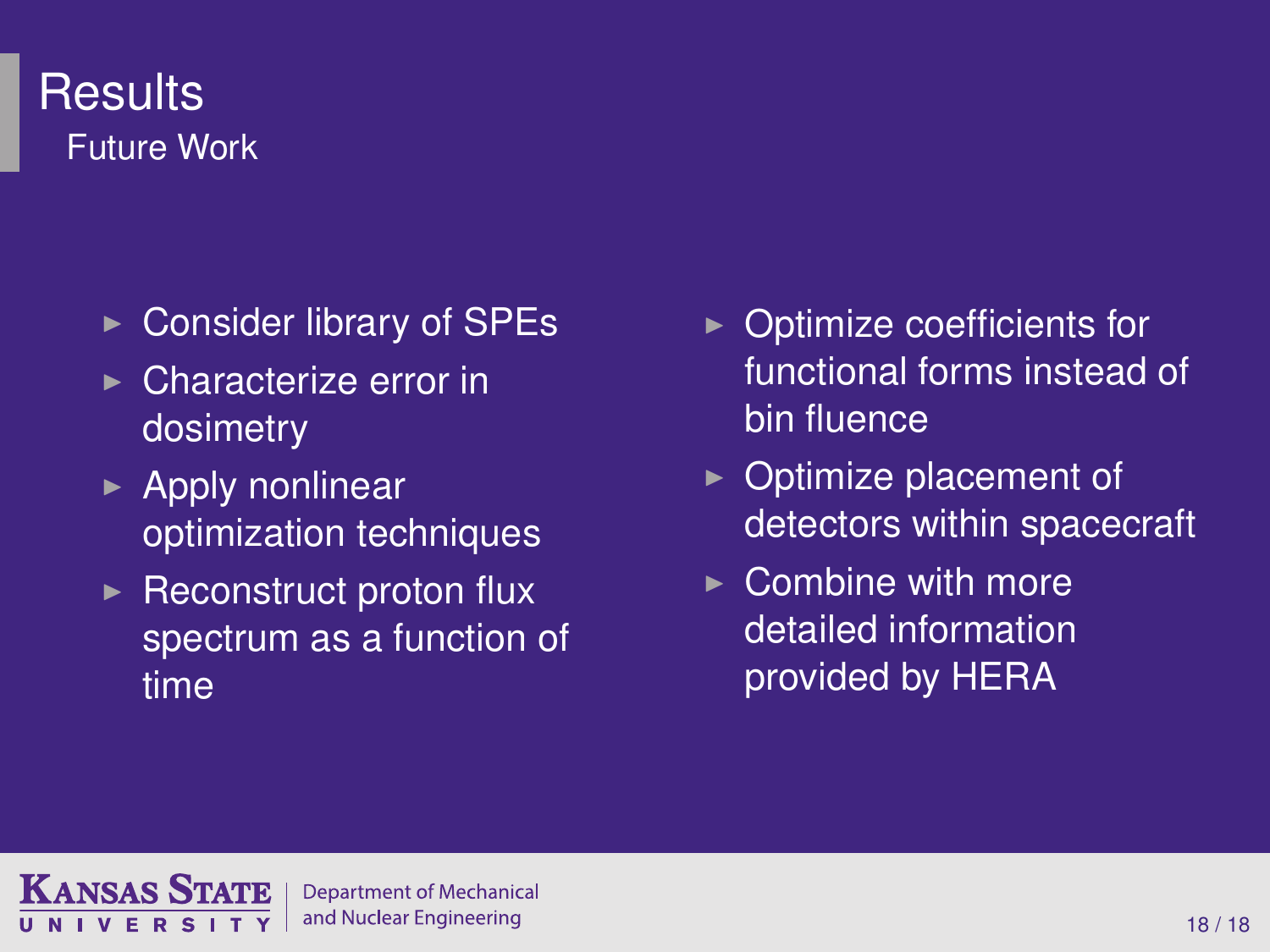# Results

## Future Work

- Consider library of SPEs
- Characterize error in dosimetry
- Apply nonlinear optimization techniques
- Reconstruct proton flux spectrum as a function of time
- Optimize coefficients for functional forms instead of bin fluence
- Optimize placement of detectors within spacecraft
- Combine with more detailed information provided by HERA